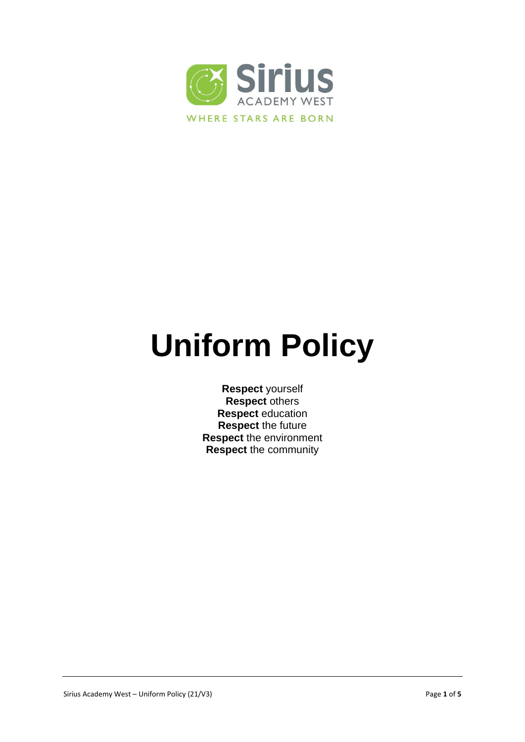Sirius ACADEMY WEST

WHERE STARS ARE BORN

# Uniform Policy

**Respect** yourself
**Respect** others
**Respect** education
**Respect** the future
**Respect** the environment
**Respect** the community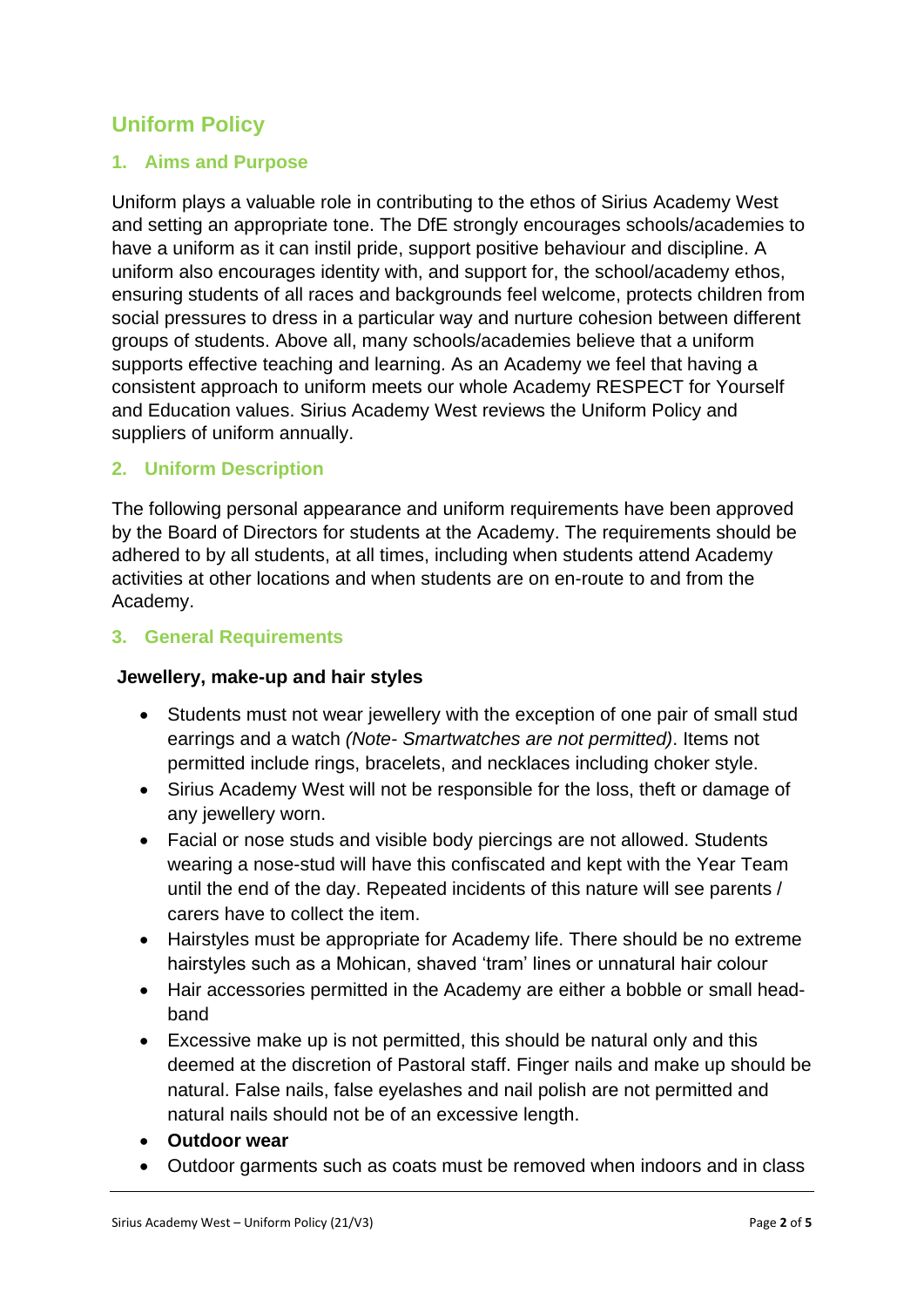# Uniform Policy

## 1. Aims and Purpose

Uniform plays a valuable role in contributing to the ethos of Sirius Academy West and setting an appropriate tone. The DfE strongly encourages schools/academies to have a uniform as it can instil pride, support positive behaviour and discipline. A uniform also encourages identity with, and support for, the school/academy ethos, ensuring students of all races and backgrounds feel welcome, protects children from social pressures to dress in a particular way and nurture cohesion between different groups of students. Above all, many schools/academies believe that a uniform supports effective teaching and learning. As an Academy we feel that having a consistent approach to uniform meets our whole Academy RESPECT for Yourself and Education values. Sirius Academy West reviews the Uniform Policy and suppliers of uniform annually.

## 2. Uniform Description

The following personal appearance and uniform requirements have been approved by the Board of Directors for students at the Academy. The requirements should be adhered to by all students, at all times, including when students attend Academy activities at other locations and when students are on en-route to and from the Academy.

## 3. General Requirements

**Jewellery, make-up and hair styles**

- Students must not wear jewellery with the exception of one pair of small stud earrings and a watch *(Note- Smartwatches are not permitted)*. Items not permitted include rings, bracelets, and necklaces including choker style.
- Sirius Academy West will not be responsible for the loss, theft or damage of any jewellery worn.
- Facial or nose studs and visible body piercings are not allowed. Students wearing a nose-stud will have this confiscated and kept with the Year Team until the end of the day. Repeated incidents of this nature will see parents / carers have to collect the item.
- Hairstyles must be appropriate for Academy life. There should be no extreme hairstyles such as a Mohican, shaved 'tram' lines or unnatural hair colour
- Hair accessories permitted in the Academy are either a bobble or small head-band
- Excessive make up is not permitted, this should be natural only and this deemed at the discretion of Pastoral staff. Finger nails and make up should be natural. False nails, false eyelashes and nail polish are not permitted and natural nails should not be of an excessive length.
- **Outdoor wear**
- Outdoor garments such as coats must be removed when indoors and in class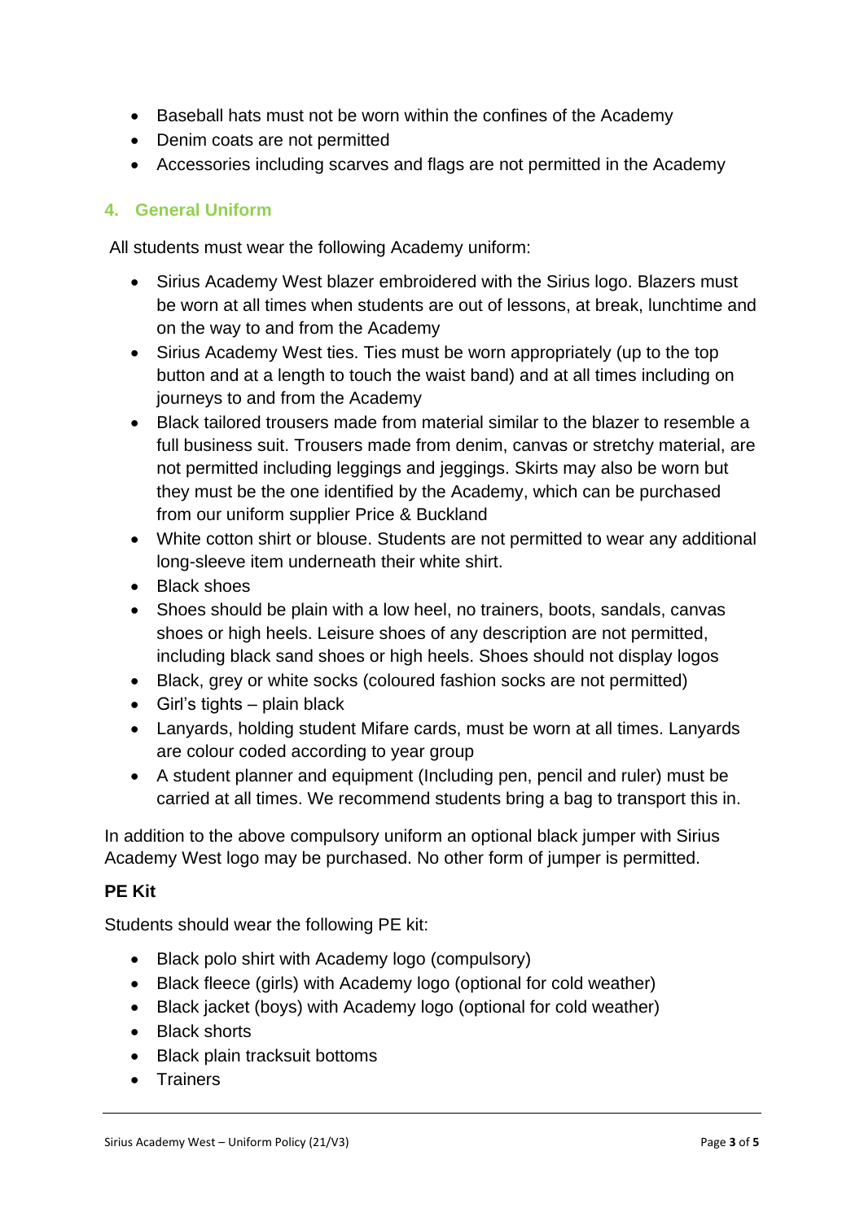- Baseball hats must not be worn within the confines of the Academy
- Denim coats are not permitted
- Accessories including scarves and flags are not permitted in the Academy

## 4. General Uniform

All students must wear the following Academy uniform:

- Sirius Academy West blazer embroidered with the Sirius logo. Blazers must be worn at all times when students are out of lessons, at break, lunchtime and on the way to and from the Academy
- Sirius Academy West ties. Ties must be worn appropriately (up to the top button and at a length to touch the waist band) and at all times including on journeys to and from the Academy
- Black tailored trousers made from material similar to the blazer to resemble a full business suit. Trousers made from denim, canvas or stretchy material, are not permitted including leggings and jeggings. Skirts may also be worn but they must be the one identified by the Academy, which can be purchased from our uniform supplier Price & Buckland
- White cotton shirt or blouse. Students are not permitted to wear any additional long-sleeve item underneath their white shirt.
- Black shoes
- Shoes should be plain with a low heel, no trainers, boots, sandals, canvas shoes or high heels. Leisure shoes of any description are not permitted, including black sand shoes or high heels. Shoes should not display logos
- Black, grey or white socks (coloured fashion socks are not permitted)
- Girl's tights – plain black
- Lanyards, holding student Mifare cards, must be worn at all times. Lanyards are colour coded according to year group
- A student planner and equipment (Including pen, pencil and ruler) must be carried at all times. We recommend students bring a bag to transport this in.

In addition to the above compulsory uniform an optional black jumper with Sirius Academy West logo may be purchased. No other form of jumper is permitted.

**PE Kit**

Students should wear the following PE kit:

- Black polo shirt with Academy logo (compulsory)
- Black fleece (girls) with Academy logo (optional for cold weather)
- Black jacket (boys) with Academy logo (optional for cold weather)
- Black shorts
- Black plain tracksuit bottoms
- Trainers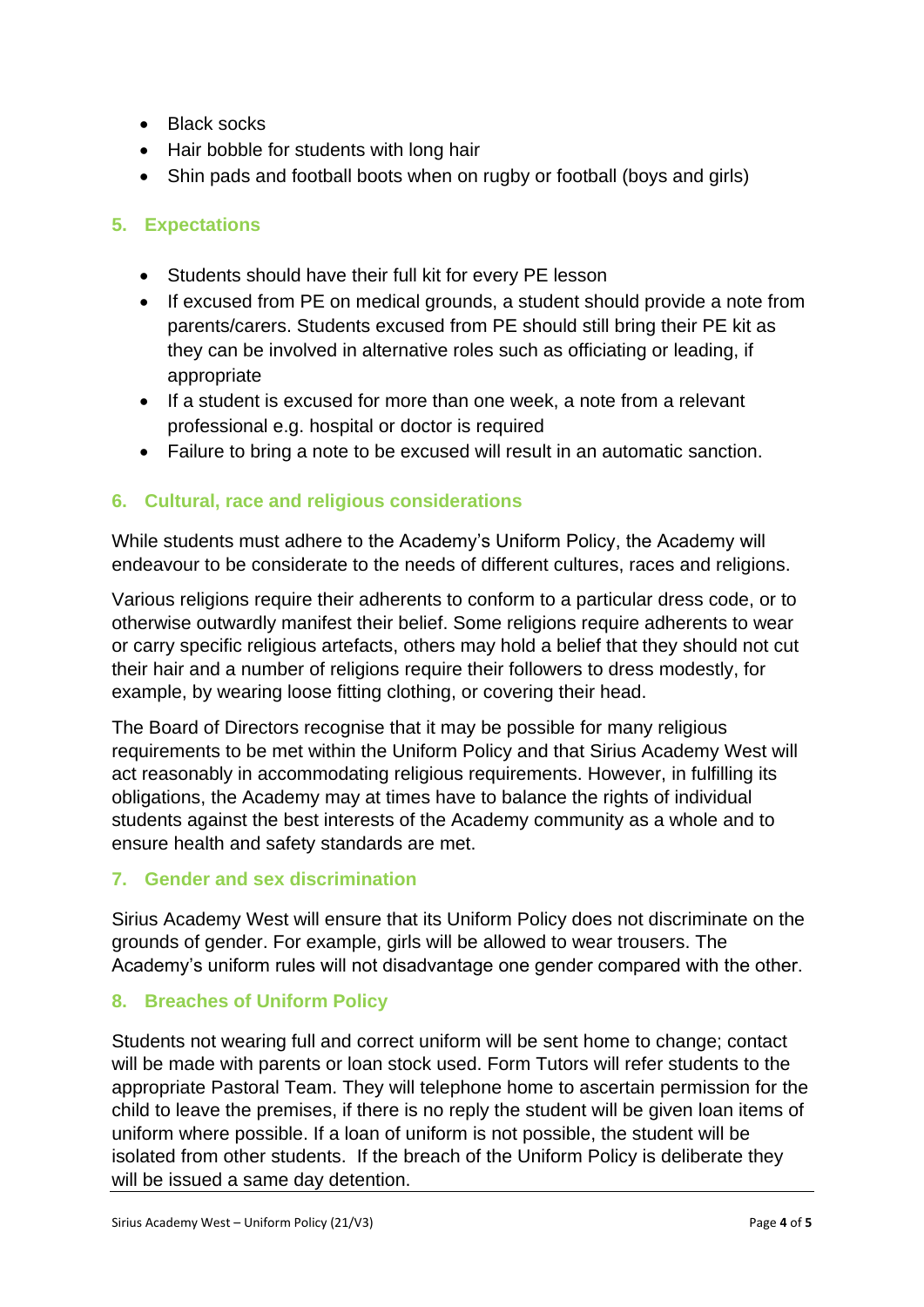- Black socks
- Hair bobble for students with long hair
- Shin pads and football boots when on rugby or football (boys and girls)

## 5. Expectations

- Students should have their full kit for every PE lesson
- If excused from PE on medical grounds, a student should provide a note from parents/carers. Students excused from PE should still bring their PE kit as they can be involved in alternative roles such as officiating or leading, if appropriate
- If a student is excused for more than one week, a note from a relevant professional e.g. hospital or doctor is required
- Failure to bring a note to be excused will result in an automatic sanction.

## 6. Cultural, race and religious considerations

While students must adhere to the Academy's Uniform Policy, the Academy will endeavour to be considerate to the needs of different cultures, races and religions.

Various religions require their adherents to conform to a particular dress code, or to otherwise outwardly manifest their belief. Some religions require adherents to wear or carry specific religious artefacts, others may hold a belief that they should not cut their hair and a number of religions require their followers to dress modestly, for example, by wearing loose fitting clothing, or covering their head.

The Board of Directors recognise that it may be possible for many religious requirements to be met within the Uniform Policy and that Sirius Academy West will act reasonably in accommodating religious requirements. However, in fulfilling its obligations, the Academy may at times have to balance the rights of individual students against the best interests of the Academy community as a whole and to ensure health and safety standards are met.

## 7. Gender and sex discrimination

Sirius Academy West will ensure that its Uniform Policy does not discriminate on the grounds of gender. For example, girls will be allowed to wear trousers. The Academy's uniform rules will not disadvantage one gender compared with the other.

## 8. Breaches of Uniform Policy

Students not wearing full and correct uniform will be sent home to change; contact will be made with parents or loan stock used. Form Tutors will refer students to the appropriate Pastoral Team. They will telephone home to ascertain permission for the child to leave the premises, if there is no reply the student will be given loan items of uniform where possible. If a loan of uniform is not possible, the student will be isolated from other students. If the breach of the Uniform Policy is deliberate they will be issued a same day detention.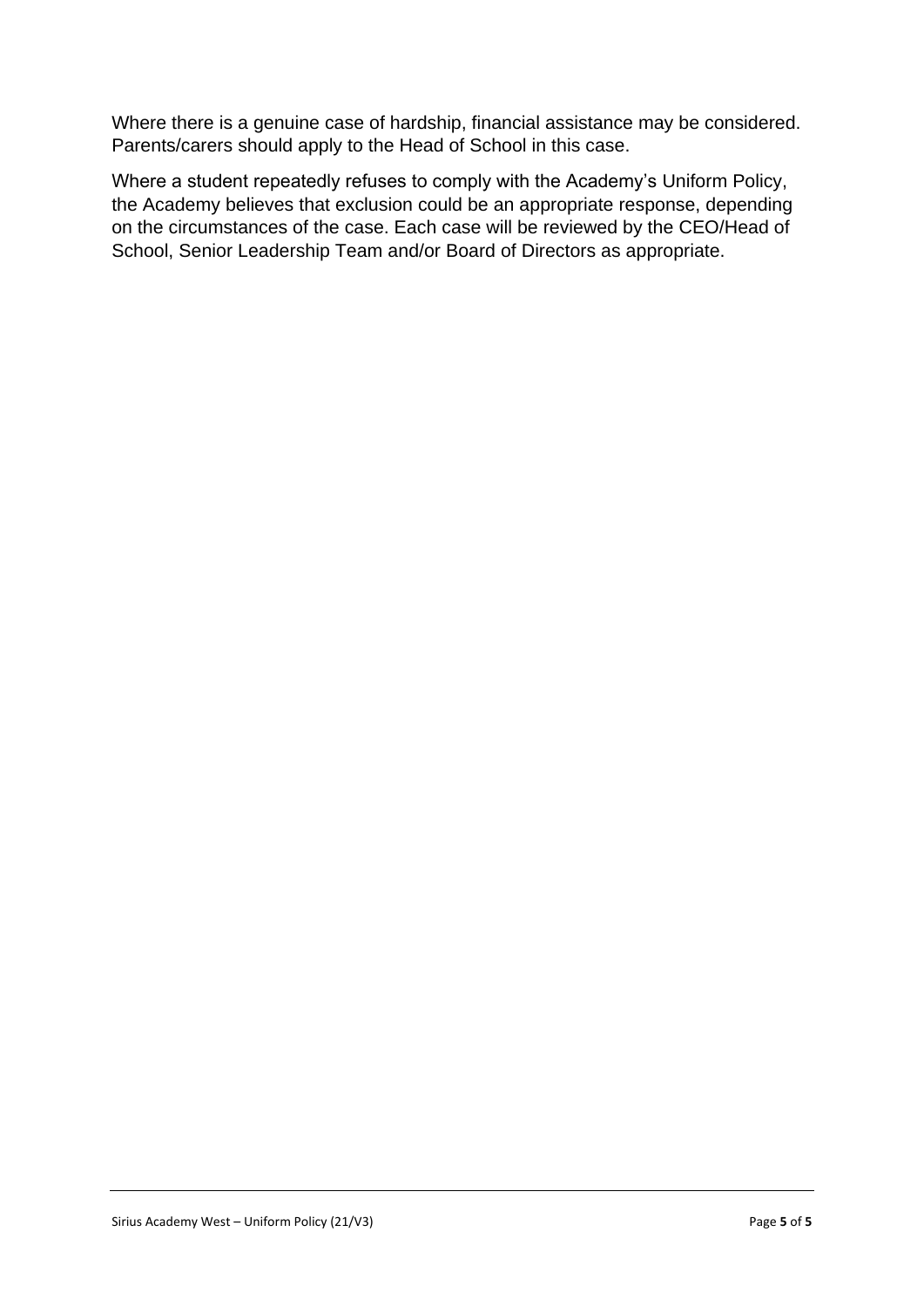Where there is a genuine case of hardship, financial assistance may be considered. Parents/carers should apply to the Head of School in this case.

Where a student repeatedly refuses to comply with the Academy's Uniform Policy, the Academy believes that exclusion could be an appropriate response, depending on the circumstances of the case. Each case will be reviewed by the CEO/Head of School, Senior Leadership Team and/or Board of Directors as appropriate.